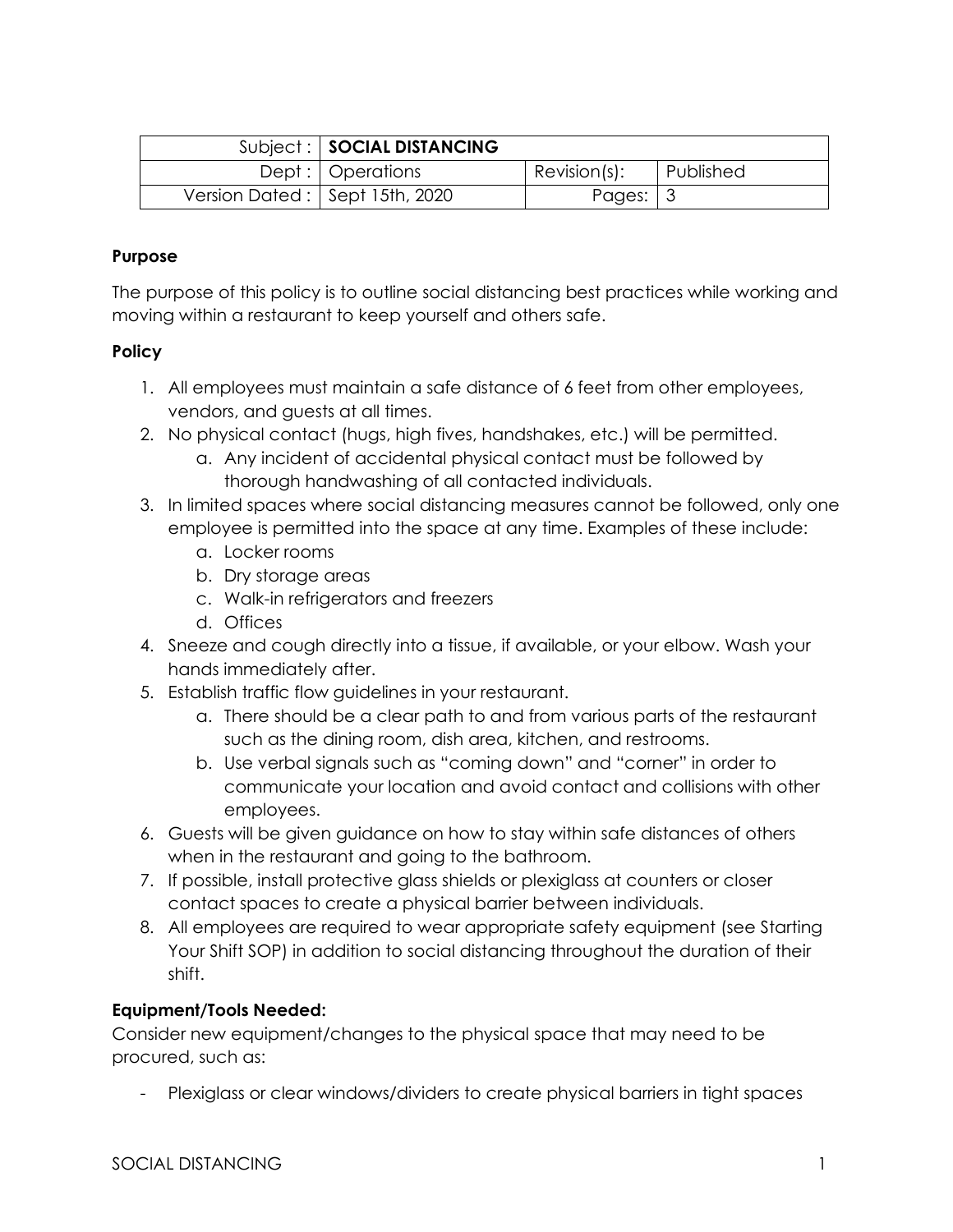| Subject : | SOCIAL DISTANCING | | |
| --- | --- | --- | --- |
| Dept : | Operations | Revision(s): | Published |
| Version Dated : | Sept 15th, 2020 | Pages: | 3 |

**Purpose**

The purpose of this policy is to outline social distancing best practices while working and moving within a restaurant to keep yourself and others safe.

**Policy**

1. All employees must maintain a safe distance of 6 feet from other employees, vendors, and guests at all times.
2. No physical contact (hugs, high fives, handshakes, etc.) will be permitted.
   a. Any incident of accidental physical contact must be followed by thorough handwashing of all contacted individuals.
3. In limited spaces where social distancing measures cannot be followed, only one employee is permitted into the space at any time. Examples of these include:
   a. Locker rooms
   b. Dry storage areas
   c. Walk-in refrigerators and freezers
   d. Offices
4. Sneeze and cough directly into a tissue, if available, or your elbow. Wash your hands immediately after.
5. Establish traffic flow guidelines in your restaurant.
   a. There should be a clear path to and from various parts of the restaurant such as the dining room, dish area, kitchen, and restrooms.
   b. Use verbal signals such as "coming down" and "corner" in order to communicate your location and avoid contact and collisions with other employees.
6. Guests will be given guidance on how to stay within safe distances of others when in the restaurant and going to the bathroom.
7. If possible, install protective glass shields or plexiglass at counters or closer contact spaces to create a physical barrier between individuals.
8. All employees are required to wear appropriate safety equipment (see Starting Your Shift SOP) in addition to social distancing throughout the duration of their shift.

**Equipment/Tools Needed:**

Consider new equipment/changes to the physical space that may need to be procured, such as:

- Plexiglass or clear windows/dividers to create physical barriers in tight spaces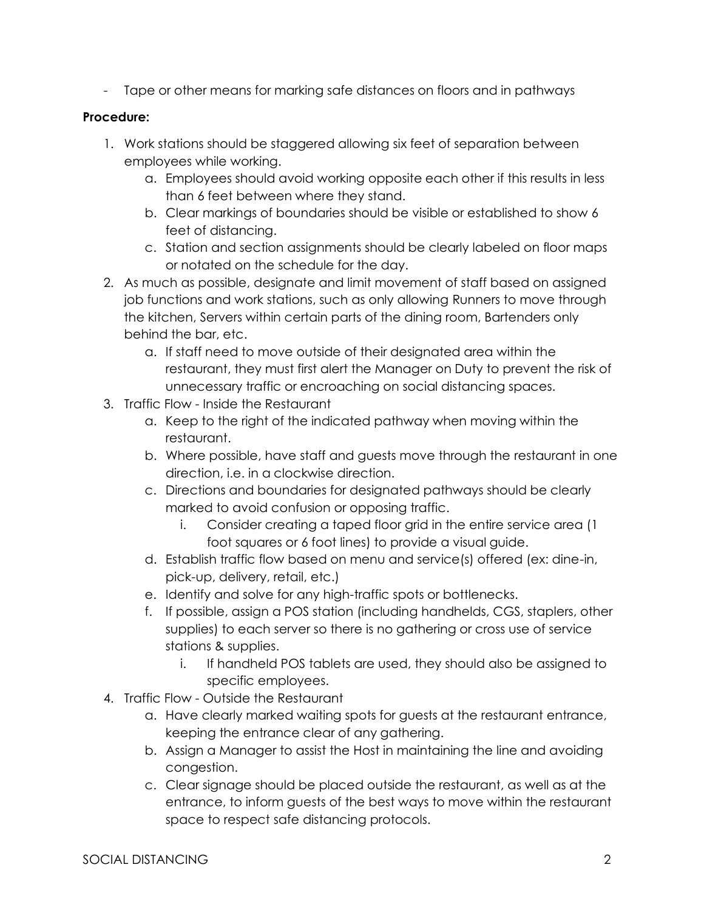- Tape or other means for marking safe distances on floors and in pathways

**Procedure:**

1. Work stations should be staggered allowing six feet of separation between employees while working.
    a. Employees should avoid working opposite each other if this results in less than 6 feet between where they stand.
    b. Clear markings of boundaries should be visible or established to show 6 feet of distancing.
    c. Station and section assignments should be clearly labeled on floor maps or notated on the schedule for the day.
2. As much as possible, designate and limit movement of staff based on assigned job functions and work stations, such as only allowing Runners to move through the kitchen, Servers within certain parts of the dining room, Bartenders only behind the bar, etc.
    a. If staff need to move outside of their designated area within the restaurant, they must first alert the Manager on Duty to prevent the risk of unnecessary traffic or encroaching on social distancing spaces.
3. Traffic Flow - Inside the Restaurant
    a. Keep to the right of the indicated pathway when moving within the restaurant.
    b. Where possible, have staff and guests move through the restaurant in one direction, i.e. in a clockwise direction.
    c. Directions and boundaries for designated pathways should be clearly marked to avoid confusion or opposing traffic.
        i. Consider creating a taped floor grid in the entire service area (1 foot squares or 6 foot lines) to provide a visual guide.
    d. Establish traffic flow based on menu and service(s) offered (ex: dine-in, pick-up, delivery, retail, etc.)
    e. Identify and solve for any high-traffic spots or bottlenecks.
    f. If possible, assign a POS station (including handhelds, CGS, staplers, other supplies) to each server so there is no gathering or cross use of service stations & supplies.
        i. If handheld POS tablets are used, they should also be assigned to specific employees.
4. Traffic Flow - Outside the Restaurant
    a. Have clearly marked waiting spots for guests at the restaurant entrance, keeping the entrance clear of any gathering.
    b. Assign a Manager to assist the Host in maintaining the line and avoiding congestion.
    c. Clear signage should be placed outside the restaurant, as well as at the entrance, to inform guests of the best ways to move within the restaurant space to respect safe distancing protocols.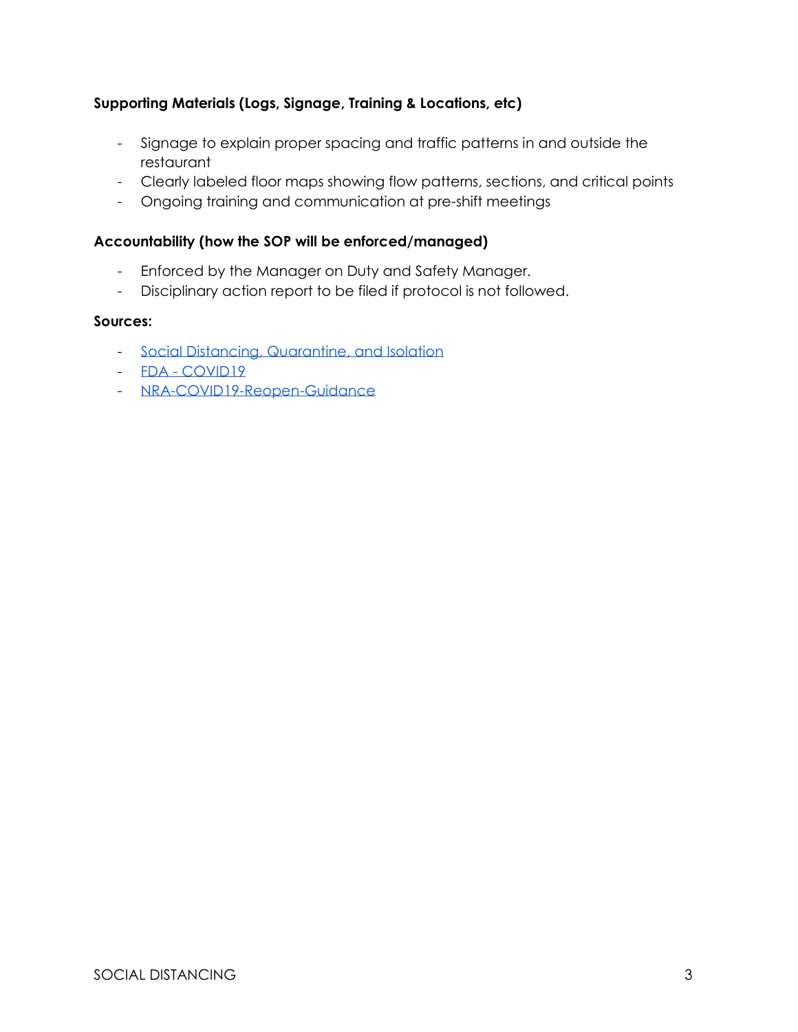**Supporting Materials (Logs, Signage, Training & Locations, etc)**

- Signage to explain proper spacing and traffic patterns in and outside the restaurant
- Clearly labeled floor maps showing flow patterns, sections, and critical points
- Ongoing training and communication at pre-shift meetings

**Accountability (how the SOP will be enforced/managed)**

- Enforced by the Manager on Duty and Safety Manager.
- Disciplinary action report to be filed if protocol is not followed.

**Sources:**

- Social Distancing, Quarantine, and Isolation
- FDA - COVID19
- NRA-COVID19-Reopen-Guidance